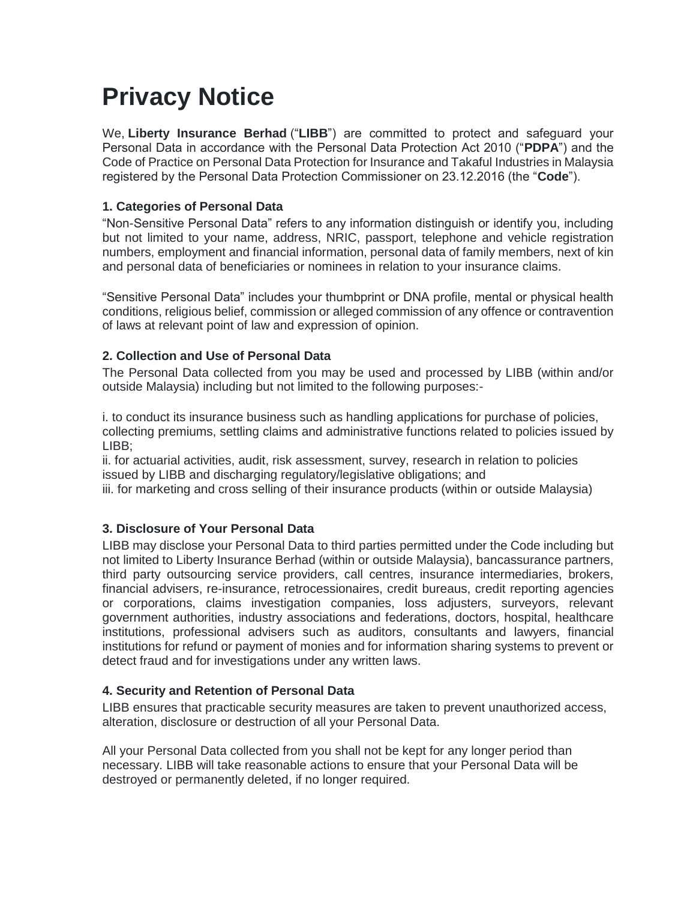# Privacy Notice

We, **Liberty Insurance Berhad** ("**LIBB**") are committed to protect and safeguard your Personal Data in accordance with the Personal Data Protection Act 2010 ("**PDPA**") and the Code of Practice on Personal Data Protection for Insurance and Takaful Industries in Malaysia registered by the Personal Data Protection Commissioner on 23.12.2016 (the "**Code**").

### 1. Categories of Personal Data

"Non-Sensitive Personal Data" refers to any information distinguish or identify you, including but not limited to your name, address, NRIC, passport, telephone and vehicle registration numbers, employment and financial information, personal data of family members, next of kin and personal data of beneficiaries or nominees in relation to your insurance claims.

"Sensitive Personal Data" includes your thumbprint or DNA profile, mental or physical health conditions, religious belief, commission or alleged commission of any offence or contravention of laws at relevant point of law and expression of opinion.

### 2. Collection and Use of Personal Data

The Personal Data collected from you may be used and processed by LIBB (within and/or outside Malaysia) including but not limited to the following purposes:-

i. to conduct its insurance business such as handling applications for purchase of policies, collecting premiums, settling claims and administrative functions related to policies issued by LIBB;
ii. for actuarial activities, audit, risk assessment, survey, research in relation to policies issued by LIBB and discharging regulatory/legislative obligations; and
iii. for marketing and cross selling of their insurance products (within or outside Malaysia)

### 3. Disclosure of Your Personal Data

LIBB may disclose your Personal Data to third parties permitted under the Code including but not limited to Liberty Insurance Berhad (within or outside Malaysia), bancassurance partners, third party outsourcing service providers, call centres, insurance intermediaries, brokers, financial advisers, re-insurance, retrocessionaires, credit bureaus, credit reporting agencies or corporations, claims investigation companies, loss adjusters, surveyors, relevant government authorities, industry associations and federations, doctors, hospital, healthcare institutions, professional advisers such as auditors, consultants and lawyers, financial institutions for refund or payment of monies and for information sharing systems to prevent or detect fraud and for investigations under any written laws.

### 4. Security and Retention of Personal Data

LIBB ensures that practicable security measures are taken to prevent unauthorized access, alteration, disclosure or destruction of all your Personal Data.

All your Personal Data collected from you shall not be kept for any longer period than necessary. LIBB will take reasonable actions to ensure that your Personal Data will be destroyed or permanently deleted, if no longer required.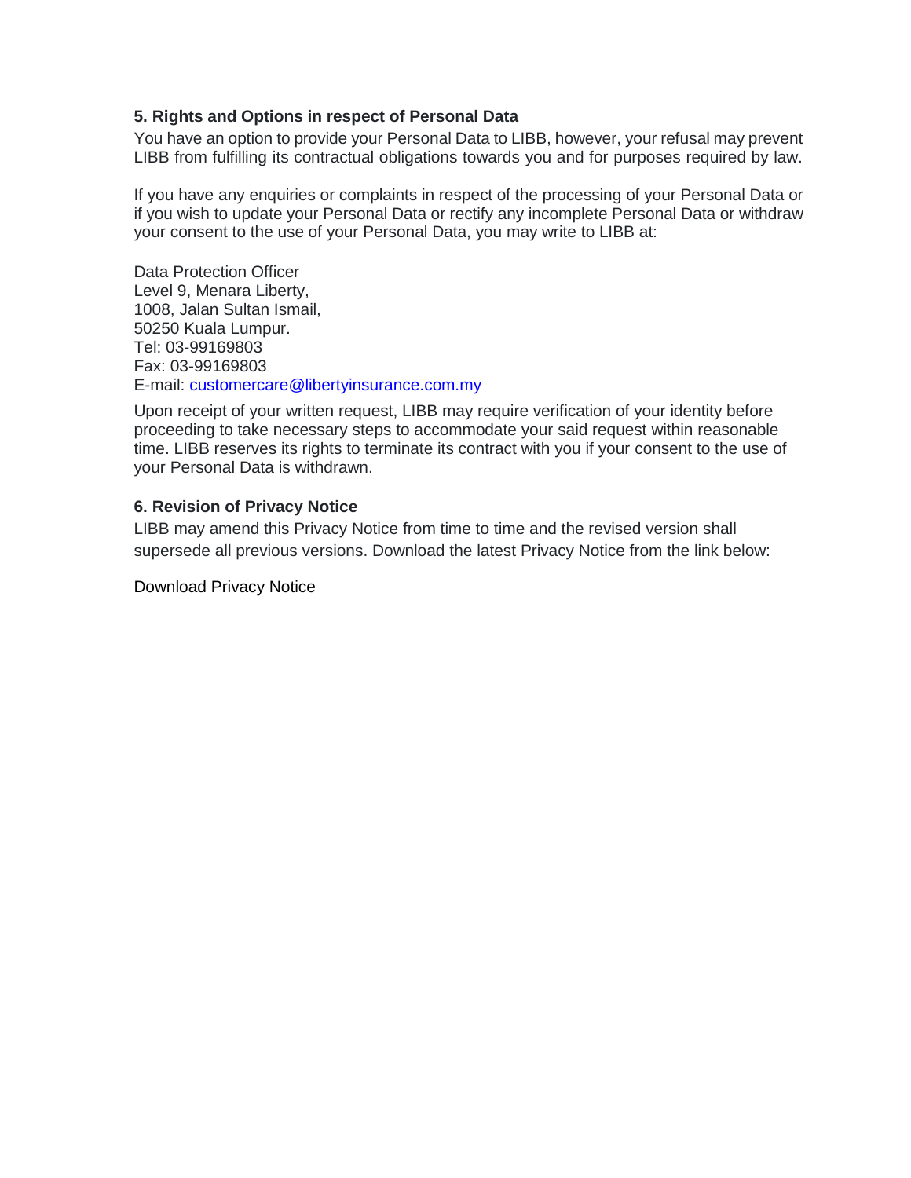### 5. Rights and Options in respect of Personal Data

You have an option to provide your Personal Data to LIBB, however, your refusal may prevent LIBB from fulfilling its contractual obligations towards you and for purposes required by law.

If you have any enquiries or complaints in respect of the processing of your Personal Data or if you wish to update your Personal Data or rectify any incomplete Personal Data or withdraw your consent to the use of your Personal Data, you may write to LIBB at:

Data Protection Officer
Level 9, Menara Liberty,
1008, Jalan Sultan Ismail,
50250 Kuala Lumpur.
Tel: 03-99169803
Fax: 03-99169803
E-mail: customercare@libertyinsurance.com.my

Upon receipt of your written request, LIBB may require verification of your identity before proceeding to take necessary steps to accommodate your said request within reasonable time. LIBB reserves its rights to terminate its contract with you if your consent to the use of your Personal Data is withdrawn.

### 6. Revision of Privacy Notice

LIBB may amend this Privacy Notice from time to time and the revised version shall supersede all previous versions. Download the latest Privacy Notice from the link below:

Download Privacy Notice